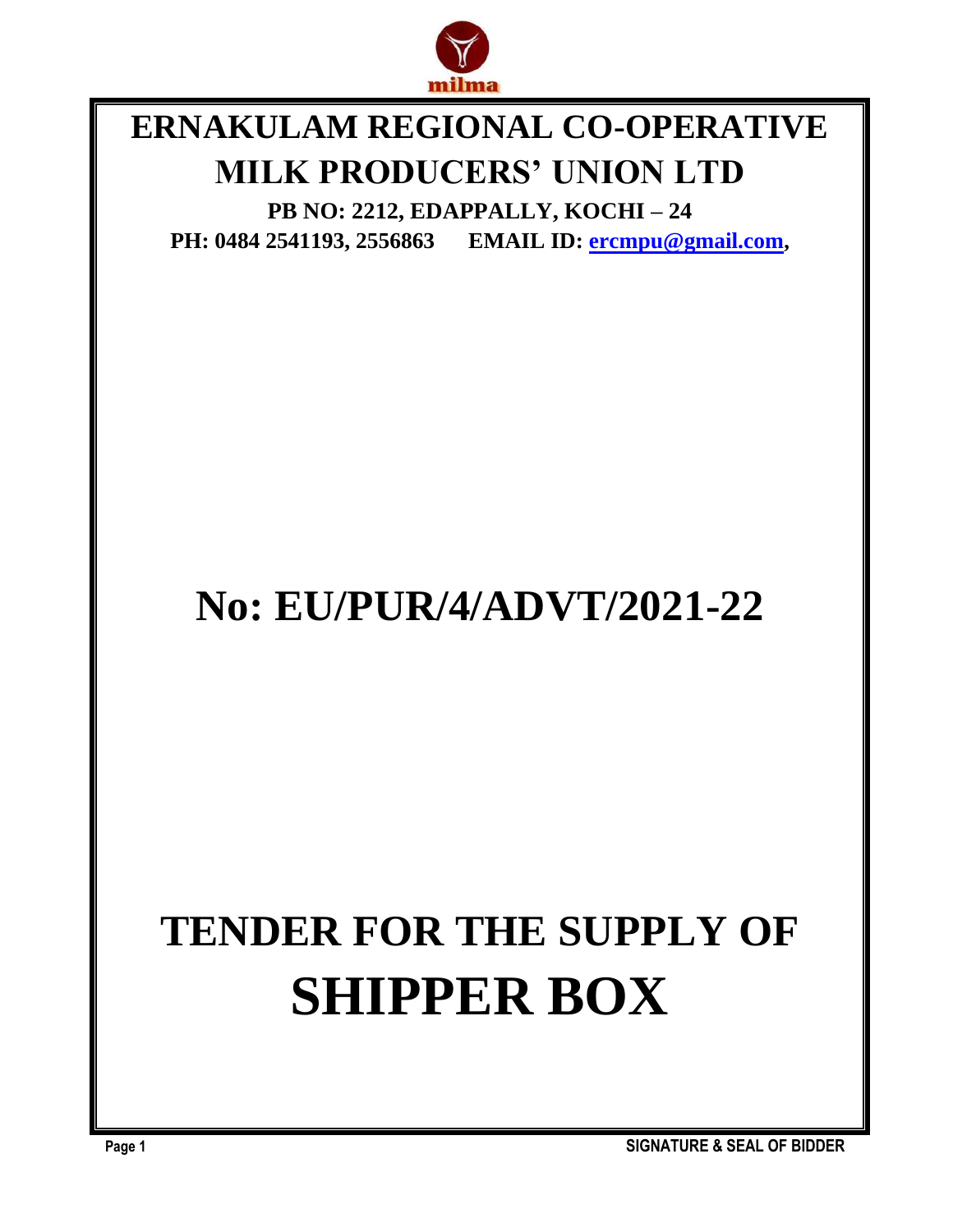# ERNAKULAM REGIONAL CO-OPERATIVE MILK PRODUCERS' UNION LTD

**PB NO: 2212, EDAPPALLY, KOCHI – 24**

**PH: 0484 2541193, 2556863 EMAIL ID: ercmpu@gmail.com,**

# No: EU/PUR/4/ADVT/2021-22

# TENDER FOR THE SUPPLY OF SHIPPER BOX

SIGNATURE & SEAL OF BIDDER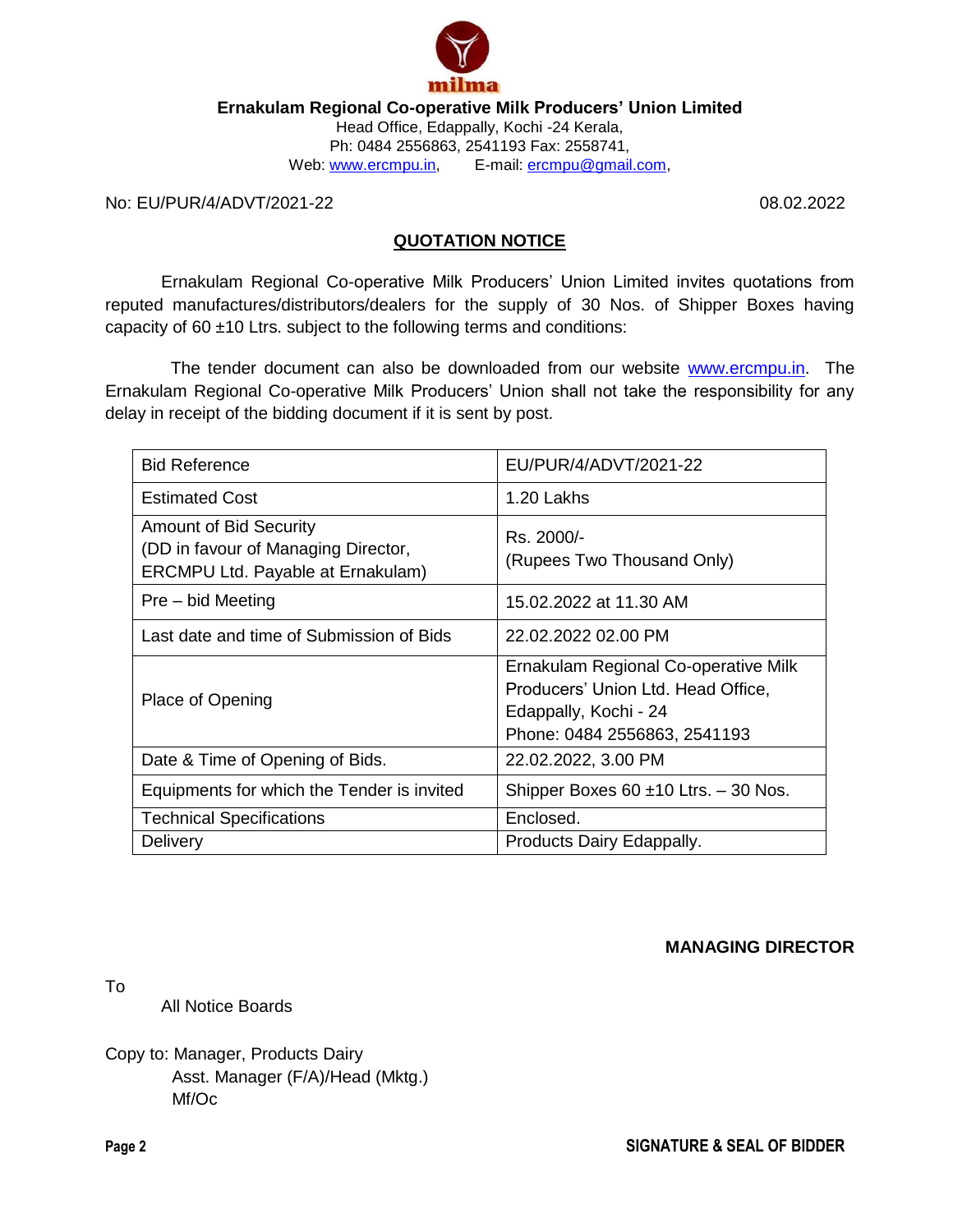**Ernakulam Regional Co-operative Milk Producers' Union Limited**

Head Office, Edappally, Kochi -24 Kerala,
Ph: 0484 2556863, 2541193 Fax: 2558741,
Web: www.ercmpu.in, E-mail: ercmpu@gmail.com,

No: EU/PUR/4/ADVT/2021-22 08.02.2022

## QUOTATION NOTICE

Ernakulam Regional Co-operative Milk Producers' Union Limited invites quotations from reputed manufactures/distributors/dealers for the supply of 30 Nos. of Shipper Boxes having capacity of 60 ±10 Ltrs. subject to the following terms and conditions:

The tender document can also be downloaded from our website www.ercmpu.in. The Ernakulam Regional Co-operative Milk Producers' Union shall not take the responsibility for any delay in receipt of the bidding document if it is sent by post.

| | |
|---|---|
| Bid Reference | EU/PUR/4/ADVT/2021-22 |
| Estimated Cost | 1.20 Lakhs |
| Amount of Bid Security (DD in favour of Managing Director, ERCMPU Ltd. Payable at Ernakulam) | Rs. 2000/- (Rupees Two Thousand Only) |
| Pre – bid Meeting | 15.02.2022 at 11.30 AM |
| Last date and time of Submission of Bids | 22.02.2022 02.00 PM |
| Place of Opening | Ernakulam Regional Co-operative Milk Producers' Union Ltd. Head Office, Edappally, Kochi - 24 Phone: 0484 2556863, 2541193 |
| Date & Time of Opening of Bids. | 22.02.2022, 3.00 PM |
| Equipments for which the Tender is invited | Shipper Boxes 60 ±10 Ltrs. – 30 Nos. |
| Technical Specifications | Enclosed. |
| Delivery | Products Dairy Edappally. |

**MANAGING DIRECTOR**

To

All Notice Boards

Copy to: Manager, Products Dairy
Asst. Manager (F/A)/Head (Mktg.)
Mf/Oc

**SIGNATURE & SEAL OF BIDDER**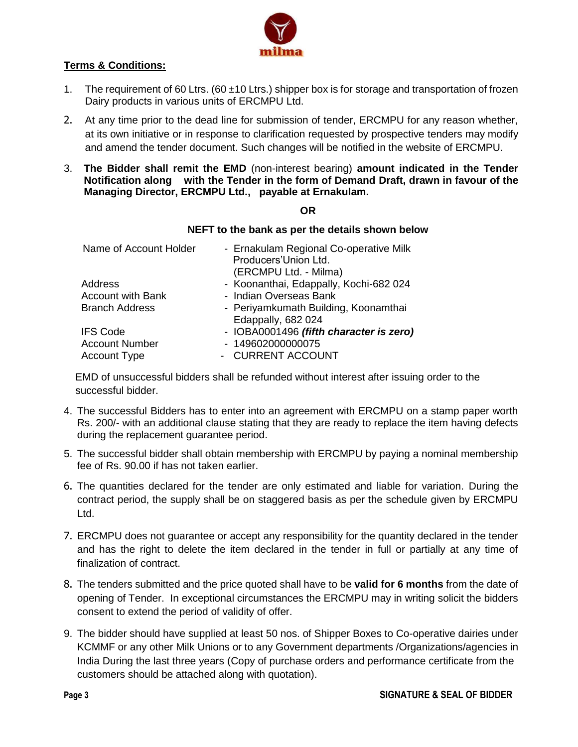**Terms & Conditions:**

1. The requirement of 60 Ltrs. (60 ±10 Ltrs.) shipper box is for storage and transportation of frozen Dairy products in various units of ERCMPU Ltd.

2. At any time prior to the dead line for submission of tender, ERCMPU for any reason whether, at its own initiative or in response to clarification requested by prospective tenders may modify and amend the tender document. Such changes will be notified in the website of ERCMPU.

3. **The Bidder shall remit the EMD** (non-interest bearing) **amount indicated in the Tender Notification along with the Tender in the form of Demand Draft, drawn in favour of the Managing Director, ERCMPU Ltd., payable at Ernakulam.**

   **OR**

   **NEFT to the bank as per the details shown below**

   | | |
   |---|---|
   | Name of Account Holder | - Ernakulam Regional Co-operative Milk Producers'Union Ltd. (ERCMPU Ltd. - Milma) |
   | Address | - Koonanthai, Edappally, Kochi-682 024 |
   | Account with Bank | - Indian Overseas Bank |
   | Branch Address | - Periyamkumath Building, Koonamthai Edappally, 682 024 |
   | IFS Code | - IOBA0001496 ***(fifth character is zero)*** |
   | Account Number | - 149602000000075 |
   | Account Type | - CURRENT ACCOUNT |

   EMD of unsuccessful bidders shall be refunded without interest after issuing order to the successful bidder.

4. The successful Bidders has to enter into an agreement with ERCMPU on a stamp paper worth Rs. 200/- with an additional clause stating that they are ready to replace the item having defects during the replacement guarantee period.

5. The successful bidder shall obtain membership with ERCMPU by paying a nominal membership fee of Rs. 90.00 if has not taken earlier.

6. The quantities declared for the tender are only estimated and liable for variation. During the contract period, the supply shall be on staggered basis as per the schedule given by ERCMPU Ltd.

7. ERCMPU does not guarantee or accept any responsibility for the quantity declared in the tender and has the right to delete the item declared in the tender in full or partially at any time of finalization of contract.

8. The tenders submitted and the price quoted shall have to be **valid for 6 months** from the date of opening of Tender. In exceptional circumstances the ERCMPU may in writing solicit the bidders consent to extend the period of validity of offer.

9. The bidder should have supplied at least 50 nos. of Shipper Boxes to Co-operative dairies under KCMMF or any other Milk Unions or to any Government departments /Organizations/agencies in India During the last three years (Copy of purchase orders and performance certificate from the customers should be attached along with quotation).

**SIGNATURE & SEAL OF BIDDER**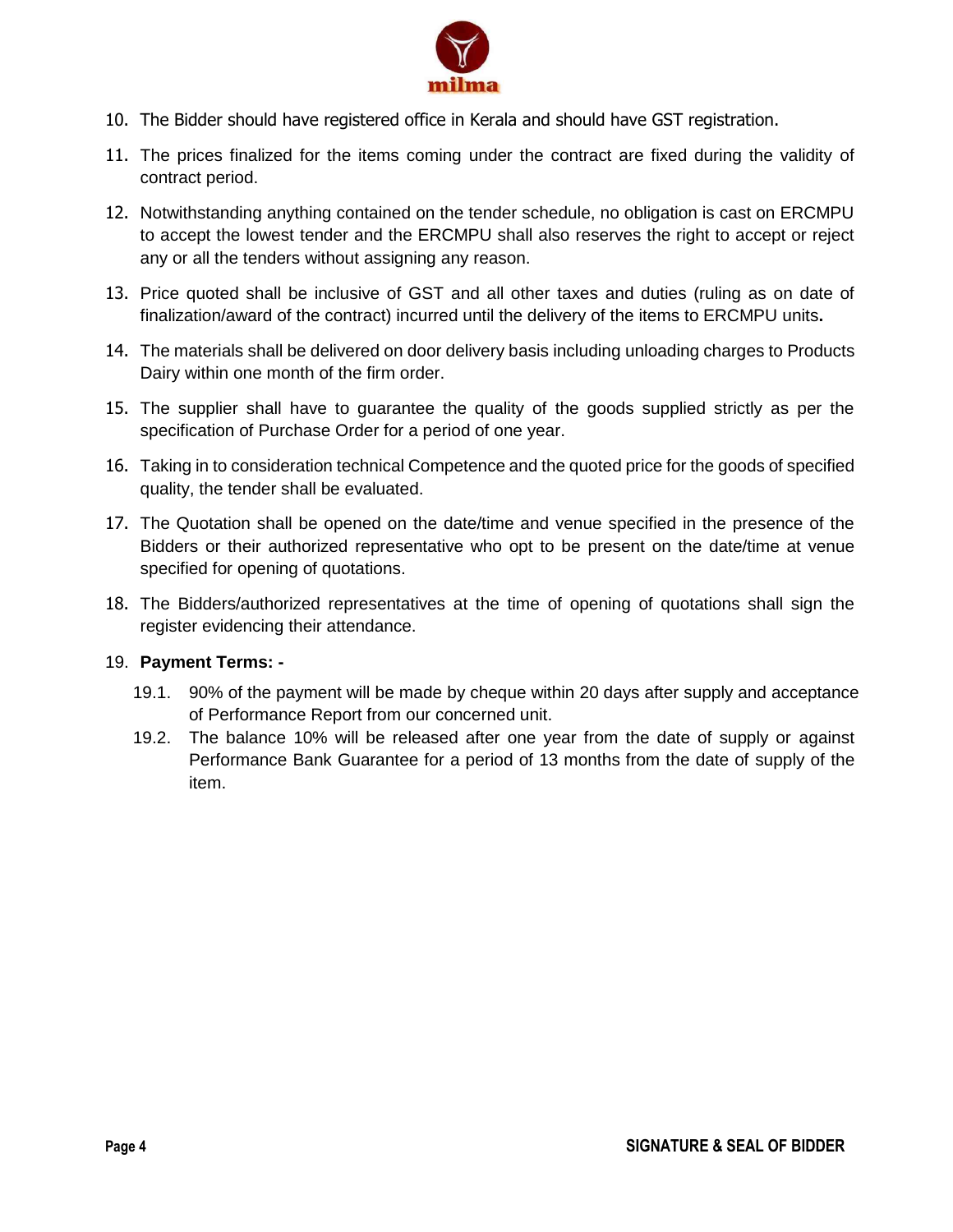10. The Bidder should have registered office in Kerala and should have GST registration.
11. The prices finalized for the items coming under the contract are fixed during the validity of contract period.
12. Notwithstanding anything contained on the tender schedule, no obligation is cast on ERCMPU to accept the lowest tender and the ERCMPU shall also reserves the right to accept or reject any or all the tenders without assigning any reason.
13. Price quoted shall be inclusive of GST and all other taxes and duties (ruling as on date of finalization/award of the contract) incurred until the delivery of the items to ERCMPU units**.**
14. The materials shall be delivered on door delivery basis including unloading charges to Products Dairy within one month of the firm order.
15. The supplier shall have to guarantee the quality of the goods supplied strictly as per the specification of Purchase Order for a period of one year.
16. Taking in to consideration technical Competence and the quoted price for the goods of specified quality, the tender shall be evaluated.
17. The Quotation shall be opened on the date/time and venue specified in the presence of the Bidders or their authorized representative who opt to be present on the date/time at venue specified for opening of quotations.
18. The Bidders/authorized representatives at the time of opening of quotations shall sign the register evidencing their attendance.
19. **Payment Terms: -**
    - 19.1. 90% of the payment will be made by cheque within 20 days after supply and acceptance of Performance Report from our concerned unit.
    - 19.2. The balance 10% will be released after one year from the date of supply or against Performance Bank Guarantee for a period of 13 months from the date of supply of the item.

**SIGNATURE & SEAL OF BIDDER**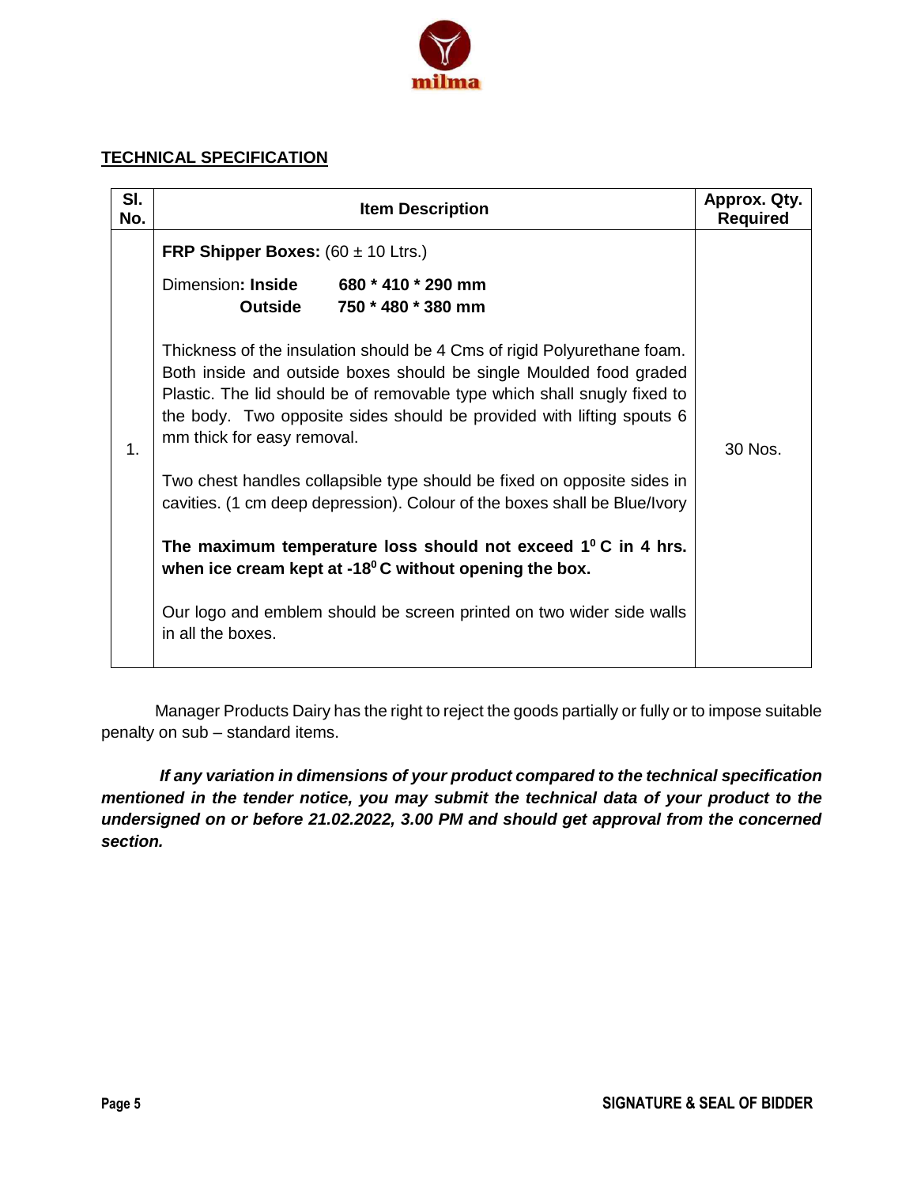## TECHNICAL SPECIFICATION

| Sl. No. | Item Description | Approx. Qty. Required |
|---|---|---|
| 1. | **FRP Shipper Boxes:** (60 ± 10 Ltrs.)<br><br>Dimension**: Inside** **680 * 410 * 290 mm**<br>**Outside** **750 * 480 * 380 mm**<br><br>Thickness of the insulation should be 4 Cms of rigid Polyurethane foam. Both inside and outside boxes should be single Moulded food graded Plastic. The lid should be of removable type which shall snugly fixed to the body. Two opposite sides should be provided with lifting spouts 6 mm thick for easy removal.<br><br>Two chest handles collapsible type should be fixed on opposite sides in cavities. (1 cm deep depression). Colour of the boxes shall be Blue/Ivory<br><br>**The maximum temperature loss should not exceed $1^0$ C in 4 hrs. when ice cream kept at $-18^0$ C without opening the box.**<br><br>Our logo and emblem should be screen printed on two wider side walls in all the boxes. | 30 Nos. |

Manager Products Dairy has the right to reject the goods partially or fully or to impose suitable penalty on sub – standard items.

***If any variation in dimensions of your product compared to the technical specification mentioned in the tender notice, you may submit the technical data of your product to the undersigned on or before 21.02.2022, 3.00 PM and should get approval from the concerned section.***

**SIGNATURE & SEAL OF BIDDER**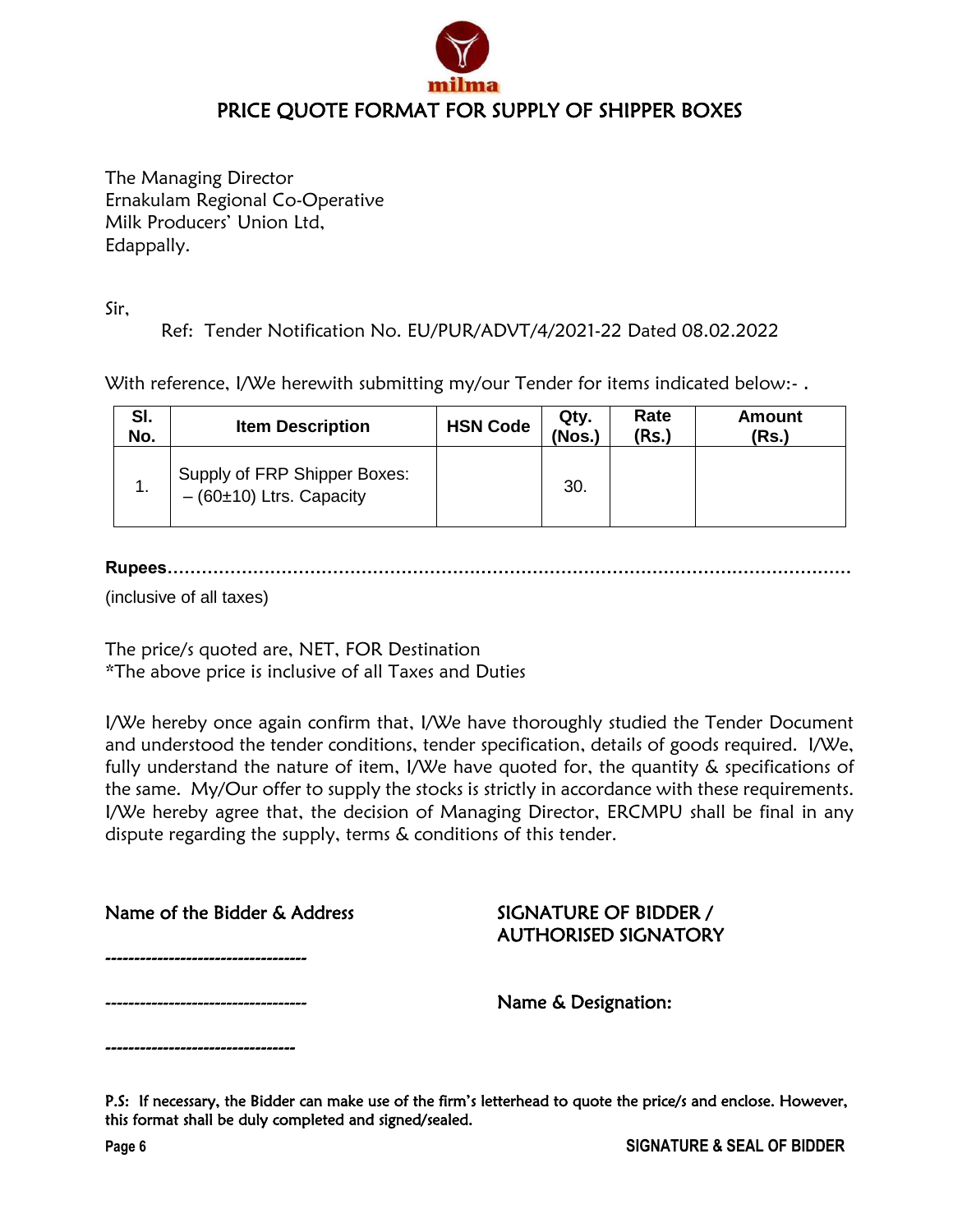milma

# PRICE QUOTE FORMAT FOR SUPPLY OF SHIPPER BOXES

The Managing Director
Ernakulam Regional Co-Operative
Milk Producers' Union Ltd,
Edappally.

Sir,

Ref: Tender Notification No. EU/PUR/ADVT/4/2021-22 Dated 08.02.2022

With reference, I/We herewith submitting my/our Tender for items indicated below:- .

| Sl. No. | Item Description | HSN Code | Qty. (Nos.) | Rate (Rs.) | Amount (Rs.) |
|---|---|---|---|---|---|
| 1. | Supply of FRP Shipper Boxes: – (60±10) Ltrs. Capacity | | 30. | | |

**Rupees**……………………………………………………………………………………………………

(inclusive of all taxes)

The price/s quoted are, NET, FOR Destination
*The above price is inclusive of all Taxes and Duties

I/We hereby once again confirm that, I/We have thoroughly studied the Tender Document and understood the tender conditions, tender specification, details of goods required. I/We, fully understand the nature of item, I/We have quoted for, the quantity & specifications of the same. My/Our offer to supply the stocks is strictly in accordance with these requirements. I/We hereby agree that, the decision of Managing Director, ERCMPU shall be final in any dispute regarding the supply, terms & conditions of this tender.

Name of the Bidder & Address

-----------------------------------

-----------------------------------

---------------------------------

SIGNATURE OF BIDDER / AUTHORISED SIGNATORY

Name & Designation:

**P.S: If necessary, the Bidder can make use of the firm's letterhead to quote the price/s and enclose. However, this format shall be duly completed and signed/sealed.**

**SIGNATURE & SEAL OF BIDDER**